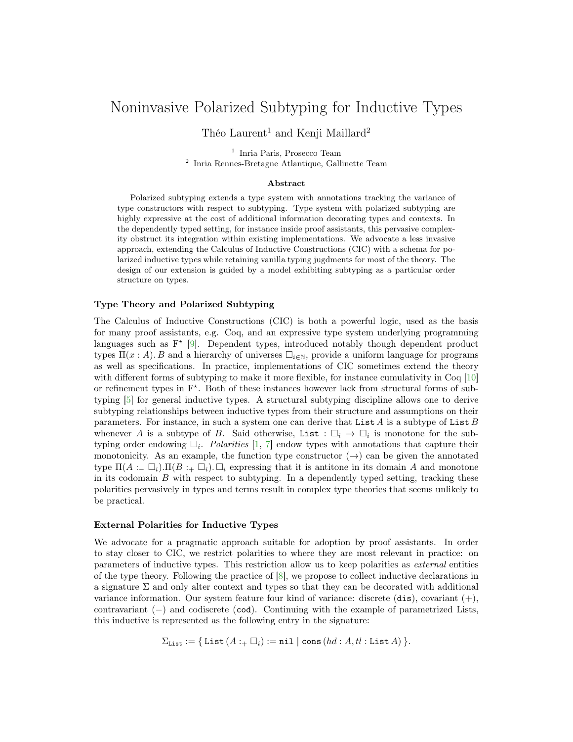# Noninvasive Polarized Subtyping for Inductive Types

Théo Laurent[1] and Kenji Maillard[2]

[1] Inria Paris, Prosecco Team
[2] Inria Rennes-Bretagne Atlantique, Gallinette Team

**Abstract**

Polarized subtyping extends a type system with annotations tracking the variance of type constructors with respect to subtyping. Type system with polarized subtyping are highly expressive at the cost of additional information decorating types and contexts. In the dependently typed setting, for instance inside proof assistants, this pervasive complexity obstruct its integration within existing implementations. We advocate a less invasive approach, extending the Calculus of Inductive Constructions (CIC) with a schema for polarized inductive types while retaining vanilla typing jugdments for most of the theory. The design of our extension is guided by a model exhibiting subtyping as a particular order structure on types.

### Type Theory and Polarized Subtyping

The Calculus of Inductive Constructions (CIC) is both a powerful logic, used as the basis for many proof assistants, e.g. Coq, and an expressive type system underlying programming languages such as $F^\star$ [9]. Dependent types, introduced notably though dependent product types $\Pi(x : A).\, B$ and a hierarchy of universes $\square_{i\in\mathbb{N}}$, provide a uniform language for programs as well as specifications. In practice, implementations of CIC sometimes extend the theory with different forms of subtyping to make it more flexible, for instance cumulativity in Coq [10] or refinement types in $F^\star$. Both of these instances however lack from structural forms of subtyping [5] for general inductive types. A structural subtyping discipline allows one to derive subtyping relationships between inductive types from their structure and assumptions on their parameters. For instance, in such a system one can derive that $\texttt{List}\, A$ is a subtype of $\texttt{List}\, B$ whenever $A$ is a subtype of $B$. Said otherwise, $\texttt{List} : \square_i \to \square_i$ is monotone for the subtyping order endowing $\square_i$. *Polarities* [1, 7] endow types with annotations that capture their monotonicity. As an example, the function type constructor $(\to)$ can be given the annotated type $\Pi(A :_- \square_i).\Pi(B :_+ \square_i).\, \square_i$ expressing that it is antitone in its domain $A$ and monotone in its codomain $B$ with respect to subtyping. In a dependently typed setting, tracking these polarities pervasively in types and terms result in complex type theories that seems unlikely to be practical.

### External Polarities for Inductive Types

We advocate for a pragmatic approach suitable for adoption by proof assistants. In order to stay closer to CIC, we restrict polarities to where they are most relevant in practice: on parameters of inductive types. This restriction allow us to keep polarities as *external* entities of the type theory. Following the practice of [8], we propose to collect inductive declarations in a signature $\Sigma$ and only alter context and types so that they can be decorated with additional variance information. Our system feature four kind of variance: discrete ($\texttt{dis}$), covariant ($+$), contravariant ($-$) and codiscrete ($\texttt{cod}$). Continuing with the example of parametrized Lists, this inductive is represented as the following entry in the signature:

$$\Sigma_{\texttt{List}} := \{\, \texttt{List}\,(A :_+ \square_i) := \texttt{nil} \mid \texttt{cons}\,(hd : A, tl : \texttt{List}\, A)\,\}.$$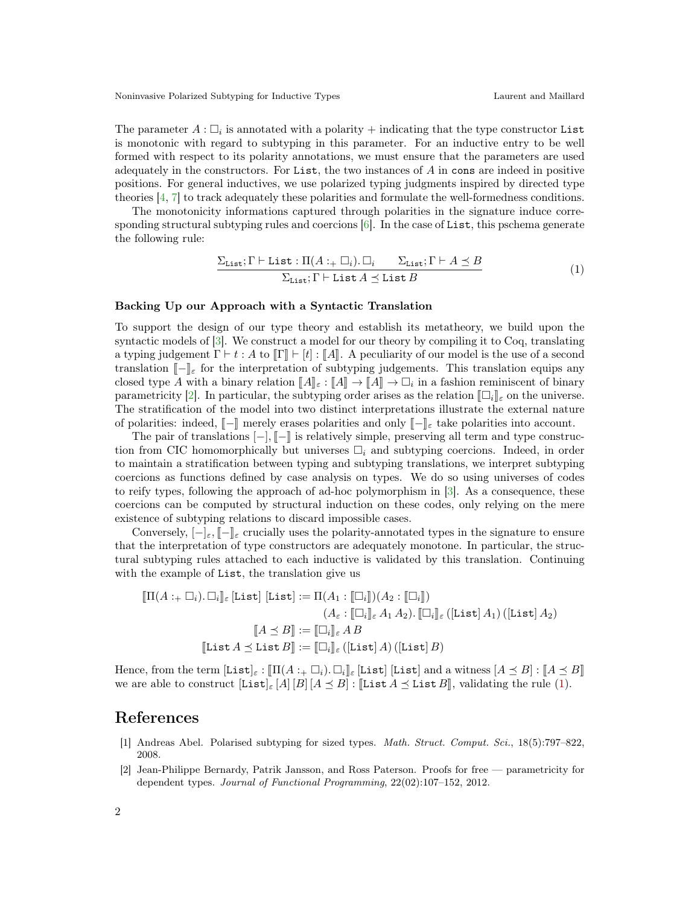The parameter $A : \square_i$ is annotated with a polarity $+$ indicating that the type constructor `List` is monotonic with regard to subtyping in this parameter. For an inductive entry to be well formed with respect to its polarity annotations, we must ensure that the parameters are used adequately in the constructors. For `List`, the two instances of $A$ in `cons` are indeed in positive positions. For general inductives, we use polarized typing judgments inspired by directed type theories [4, 7] to track adequately these polarities and formulate the well-formedness conditions.

The monotonicity informations captured through polarities in the signature induce corresponding structural subtyping rules and coercions [6]. In the case of `List`, this pschema generate the following rule:

$$\frac{\Sigma_{\texttt{List}}; \Gamma \vdash \texttt{List} : \Pi(A :_+ \square_i).\, \square_i \qquad \Sigma_{\texttt{List}}; \Gamma \vdash A \preceq B}{\Sigma_{\texttt{List}}; \Gamma \vdash \texttt{List}\, A \preceq \texttt{List}\, B} \tag{1}$$

### Backing Up our Approach with a Syntactic Translation

To support the design of our type theory and establish its metatheory, we build upon the syntactic models of [3]. We construct a model for our theory by compiling it to Coq, translating a typing judgement $\Gamma \vdash t : A$ to $[\![\Gamma]\!] \vdash [t] : [\![A]\!]$. A peculiarity of our model is the use of a second translation $[\![-]\!]_\varepsilon$ for the interpretation of subtyping judgements. This translation equips any closed type $A$ with a binary relation $[\![A]\!]_\varepsilon : [\![A]\!] \to [\![A]\!] \to \square_i$ in a fashion reminiscent of binary parametricity [2]. In particular, the subtyping order arises as the relation $[\![\square_i]\!]_\varepsilon$ on the universe. The stratification of the model into two distinct interpretations illustrate the external nature of polarities: indeed, $[\![-]\!]$ merely erases polarities and only $[\![-]\!]_\varepsilon$ take polarities into account.

The pair of translations $[-], [\![-]\!]$ is relatively simple, preserving all term and type construction from CIC homomorphically but universes $\square_i$ and subtyping coercions. Indeed, in order to maintain a stratification between typing and subtyping translations, we interpret subtyping coercions as functions defined by case analysis on types. We do so using universes of codes to reify types, following the approach of ad-hoc polymorphism in [3]. As a consequence, these coercions can be computed by structural induction on these codes, only relying on the mere existence of subtyping relations to discard impossible cases.

Conversely, $[-]_\varepsilon, [\![-]\!]_\varepsilon$ crucially uses the polarity-annotated types in the signature to ensure that the interpretation of type constructors are adequately monotone. In particular, the structural subtyping rules attached to each inductive is validated by this translation. Continuing with the example of `List`, the translation give us

$$\begin{aligned}
[\![\Pi(A :_+ \square_i).\, \square_i]\!]_\varepsilon\, [\texttt{List}]\ [\texttt{List}] &:= \Pi(A_1 : [\![\square_i]\!])(A_2 : [\![\square_i]\!]) \\
&\qquad (A_\varepsilon : [\![\square_i]\!]_\varepsilon\, A_1\, A_2).\, [\![\square_i]\!]_\varepsilon\, ([\texttt{List}]\, A_1)\, ([\texttt{List}]\, A_2) \\
[\![A \preceq B]\!] &:= [\![\square_i]\!]_\varepsilon\, A\, B \\
[\![\texttt{List}\, A \preceq \texttt{List}\, B]\!] &:= [\![\square_i]\!]_\varepsilon\, ([\texttt{List}]\, A)\, ([\texttt{List}]\, B)
\end{aligned}$$

Hence, from the term $[\texttt{List}]_\varepsilon : [\![\Pi(A :_+ \square_i).\, \square_i]\!]_\varepsilon\, [\texttt{List}]\ [\texttt{List}]$ and a witness $[A \preceq B] : [\![A \preceq B]\!]$ we are able to construct $[\texttt{List}]_\varepsilon\, [A]\, [B]\, [A \preceq B] : [\![\texttt{List}\, A \preceq \texttt{List}\, B]\!]$, validating the rule (1).

## References

[1] Andreas Abel. Polarised subtyping for sized types. *Math. Struct. Comput. Sci.*, 18(5):797–822, 2008.

[2] Jean-Philippe Bernardy, Patrik Jansson, and Ross Paterson. Proofs for free — parametricity for dependent types. *Journal of Functional Programming*, 22(02):107–152, 2012.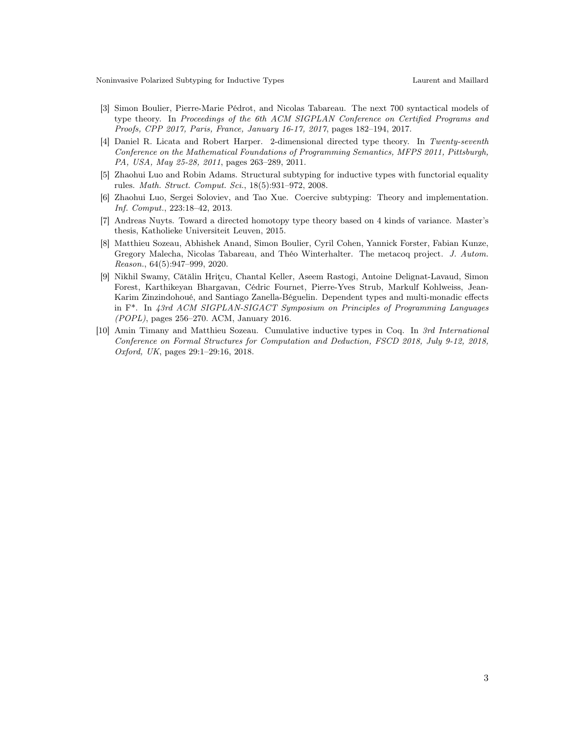[3] Simon Boulier, Pierre-Marie Pédrot, and Nicolas Tabareau. The next 700 syntactical models of type theory. In *Proceedings of the 6th ACM SIGPLAN Conference on Certified Programs and Proofs, CPP 2017, Paris, France, January 16-17, 2017*, pages 182–194, 2017.

[4] Daniel R. Licata and Robert Harper. 2-dimensional directed type theory. In *Twenty-seventh Conference on the Mathematical Foundations of Programming Semantics, MFPS 2011, Pittsburgh, PA, USA, May 25-28, 2011*, pages 263–289, 2011.

[5] Zhaohui Luo and Robin Adams. Structural subtyping for inductive types with functorial equality rules. *Math. Struct. Comput. Sci.*, 18(5):931–972, 2008.

[6] Zhaohui Luo, Sergei Soloviev, and Tao Xue. Coercive subtyping: Theory and implementation. *Inf. Comput.*, 223:18–42, 2013.

[7] Andreas Nuyts. Toward a directed homotopy type theory based on 4 kinds of variance. Master's thesis, Katholieke Universiteit Leuven, 2015.

[8] Matthieu Sozeau, Abhishek Anand, Simon Boulier, Cyril Cohen, Yannick Forster, Fabian Kunze, Gregory Malecha, Nicolas Tabareau, and Théo Winterhalter. The metacoq project. *J. Autom. Reason.*, 64(5):947–999, 2020.

[9] Nikhil Swamy, Cătălin Hriţcu, Chantal Keller, Aseem Rastogi, Antoine Delignat-Lavaud, Simon Forest, Karthikeyan Bhargavan, Cédric Fournet, Pierre-Yves Strub, Markulf Kohlweiss, Jean-Karim Zinzindohoué, and Santiago Zanella-Béguelin. Dependent types and multi-monadic effects in F*. In *43rd ACM SIGPLAN-SIGACT Symposium on Principles of Programming Languages (POPL)*, pages 256–270. ACM, January 2016.

[10] Amin Timany and Matthieu Sozeau. Cumulative inductive types in Coq. In *3rd International Conference on Formal Structures for Computation and Deduction, FSCD 2018, July 9-12, 2018, Oxford, UK*, pages 29:1–29:16, 2018.